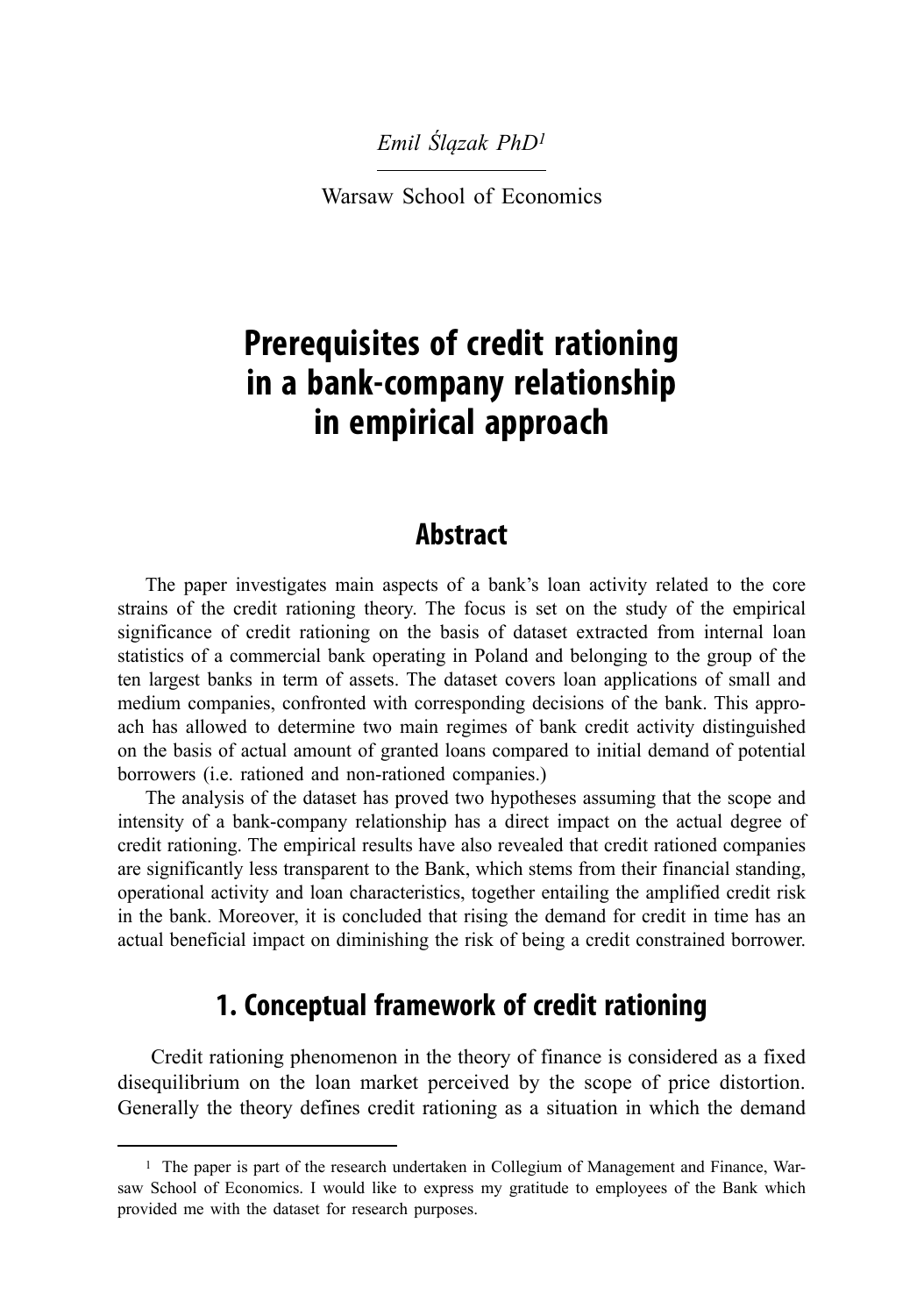*Emil Ślązak PhD*[1]

Warsaw School of Economics

# Prerequisites of credit rationing in a bank-company relationship in empirical approach

## Abstract

The paper investigates main aspects of a bank's loan activity related to the core strains of the credit rationing theory. The focus is set on the study of the empirical significance of credit rationing on the basis of dataset extracted from internal loan statistics of a commercial bank operating in Poland and belonging to the group of the ten largest banks in term of assets. The dataset covers loan applications of small and medium companies, confronted with corresponding decisions of the bank. This approach has allowed to determine two main regimes of bank credit activity distinguished on the basis of actual amount of granted loans compared to initial demand of potential borrowers (i.e. rationed and non-rationed companies.)

The analysis of the dataset has proved two hypotheses assuming that the scope and intensity of a bank-company relationship has a direct impact on the actual degree of credit rationing. The empirical results have also revealed that credit rationed companies are significantly less transparent to the Bank, which stems from their financial standing, operational activity and loan characteristics, together entailing the amplified credit risk in the bank. Moreover, it is concluded that rising the demand for credit in time has an actual beneficial impact on diminishing the risk of being a credit constrained borrower.

## 1. Conceptual framework of credit rationing

Credit rationing phenomenon in the theory of finance is considered as a fixed disequilibrium on the loan market perceived by the scope of price distortion. Generally the theory defines credit rationing as a situation in which the demand

---

[1] The paper is part of the research undertaken in Collegium of Management and Finance, Warsaw School of Economics. I would like to express my gratitude to employees of the Bank which provided me with the dataset for research purposes.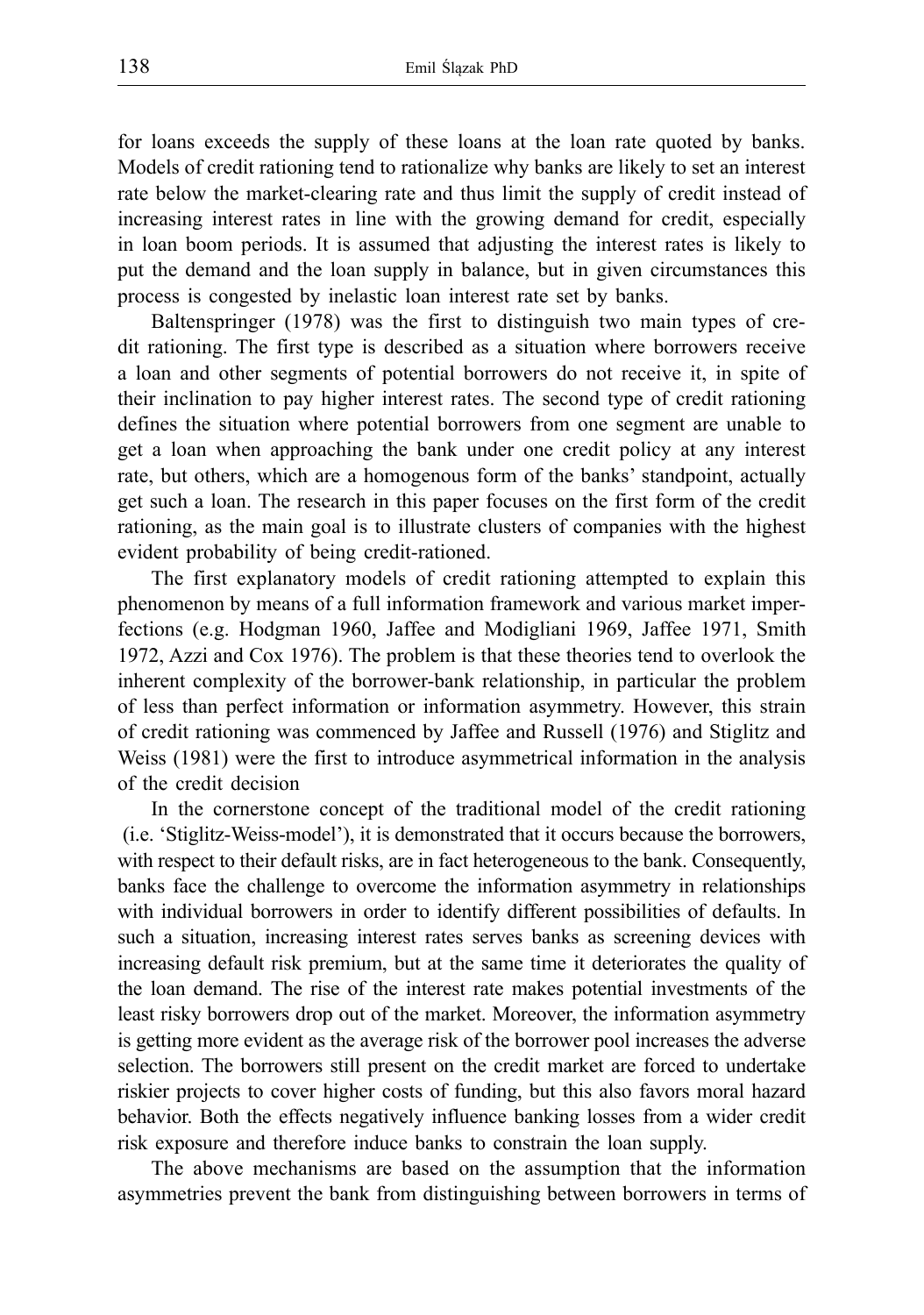for loans exceeds the supply of these loans at the loan rate quoted by banks. Models of credit rationing tend to rationalize why banks are likely to set an interest rate below the market-clearing rate and thus limit the supply of credit instead of increasing interest rates in line with the growing demand for credit, especially in loan boom periods. It is assumed that adjusting the interest rates is likely to put the demand and the loan supply in balance, but in given circumstances this process is congested by inelastic loan interest rate set by banks.

Baltenspringer (1978) was the first to distinguish two main types of credit rationing. The first type is described as a situation where borrowers receive a loan and other segments of potential borrowers do not receive it, in spite of their inclination to pay higher interest rates. The second type of credit rationing defines the situation where potential borrowers from one segment are unable to get a loan when approaching the bank under one credit policy at any interest rate, but others, which are a homogenous form of the banks' standpoint, actually get such a loan. The research in this paper focuses on the first form of the credit rationing, as the main goal is to illustrate clusters of companies with the highest evident probability of being credit-rationed.

The first explanatory models of credit rationing attempted to explain this phenomenon by means of a full information framework and various market imperfections (e.g. Hodgman 1960, Jaffee and Modigliani 1969, Jaffee 1971, Smith 1972, Azzi and Cox 1976). The problem is that these theories tend to overlook the inherent complexity of the borrower-bank relationship, in particular the problem of less than perfect information or information asymmetry. However, this strain of credit rationing was commenced by Jaffee and Russell (1976) and Stiglitz and Weiss (1981) were the first to introduce asymmetrical information in the analysis of the credit decision

In the cornerstone concept of the traditional model of the credit rationing (i.e. 'Stiglitz-Weiss-model'), it is demonstrated that it occurs because the borrowers, with respect to their default risks, are in fact heterogeneous to the bank. Consequently, banks face the challenge to overcome the information asymmetry in relationships with individual borrowers in order to identify different possibilities of defaults. In such a situation, increasing interest rates serves banks as screening devices with increasing default risk premium, but at the same time it deteriorates the quality of the loan demand. The rise of the interest rate makes potential investments of the least risky borrowers drop out of the market. Moreover, the information asymmetry is getting more evident as the average risk of the borrower pool increases the adverse selection. The borrowers still present on the credit market are forced to undertake riskier projects to cover higher costs of funding, but this also favors moral hazard behavior. Both the effects negatively influence banking losses from a wider credit risk exposure and therefore induce banks to constrain the loan supply.

The above mechanisms are based on the assumption that the information asymmetries prevent the bank from distinguishing between borrowers in terms of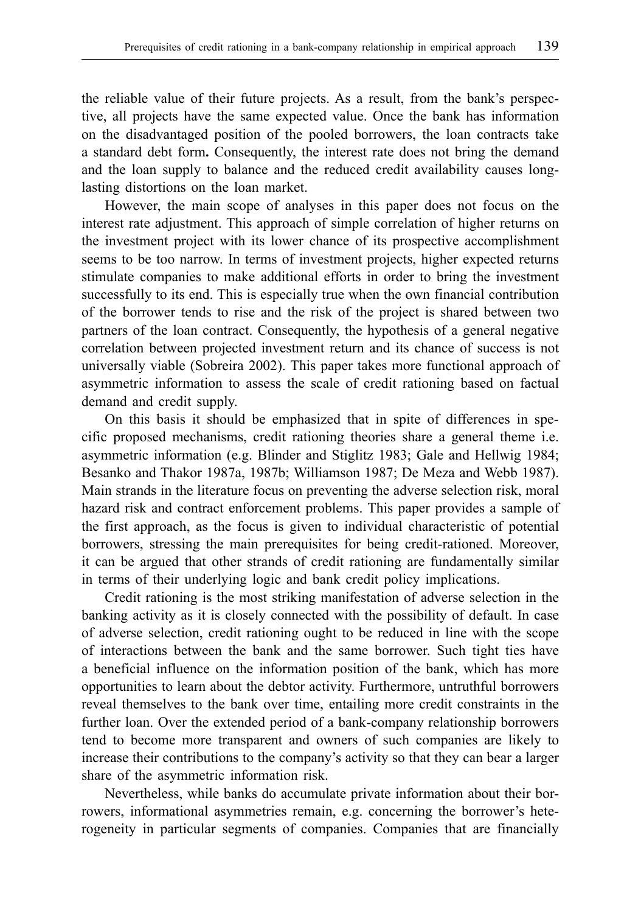the reliable value of their future projects. As a result, from the bank's perspective, all projects have the same expected value. Once the bank has information on the disadvantaged position of the pooled borrowers, the loan contracts take a standard debt form. Consequently, the interest rate does not bring the demand and the loan supply to balance and the reduced credit availability causes long-lasting distortions on the loan market.

However, the main scope of analyses in this paper does not focus on the interest rate adjustment. This approach of simple correlation of higher returns on the investment project with its lower chance of its prospective accomplishment seems to be too narrow. In terms of investment projects, higher expected returns stimulate companies to make additional efforts in order to bring the investment successfully to its end. This is especially true when the own financial contribution of the borrower tends to rise and the risk of the project is shared between two partners of the loan contract. Consequently, the hypothesis of a general negative correlation between projected investment return and its chance of success is not universally viable (Sobreira 2002). This paper takes more functional approach of asymmetric information to assess the scale of credit rationing based on factual demand and credit supply.

On this basis it should be emphasized that in spite of differences in specific proposed mechanisms, credit rationing theories share a general theme i.e. asymmetric information (e.g. Blinder and Stiglitz 1983; Gale and Hellwig 1984; Besanko and Thakor 1987a, 1987b; Williamson 1987; De Meza and Webb 1987). Main strands in the literature focus on preventing the adverse selection risk, moral hazard risk and contract enforcement problems. This paper provides a sample of the first approach, as the focus is given to individual characteristic of potential borrowers, stressing the main prerequisites for being credit-rationed. Moreover, it can be argued that other strands of credit rationing are fundamentally similar in terms of their underlying logic and bank credit policy implications.

Credit rationing is the most striking manifestation of adverse selection in the banking activity as it is closely connected with the possibility of default. In case of adverse selection, credit rationing ought to be reduced in line with the scope of interactions between the bank and the same borrower. Such tight ties have a beneficial influence on the information position of the bank, which has more opportunities to learn about the debtor activity. Furthermore, untruthful borrowers reveal themselves to the bank over time, entailing more credit constraints in the further loan. Over the extended period of a bank-company relationship borrowers tend to become more transparent and owners of such companies are likely to increase their contributions to the company's activity so that they can bear a larger share of the asymmetric information risk.

Nevertheless, while banks do accumulate private information about their borrowers, informational asymmetries remain, e.g. concerning the borrower's heterogeneity in particular segments of companies. Companies that are financially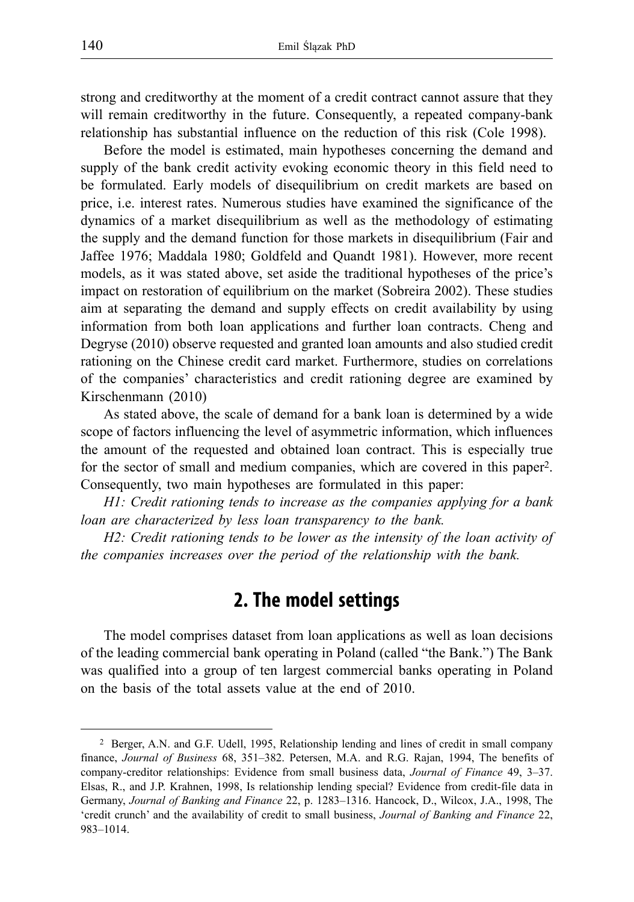strong and creditworthy at the moment of a credit contract cannot assure that they will remain creditworthy in the future. Consequently, a repeated company-bank relationship has substantial influence on the reduction of this risk (Cole 1998).

Before the model is estimated, main hypotheses concerning the demand and supply of the bank credit activity evoking economic theory in this field need to be formulated. Early models of disequilibrium on credit markets are based on price, i.e. interest rates. Numerous studies have examined the significance of the dynamics of a market disequilibrium as well as the methodology of estimating the supply and the demand function for those markets in disequilibrium (Fair and Jaffee 1976; Maddala 1980; Goldfeld and Quandt 1981). However, more recent models, as it was stated above, set aside the traditional hypotheses of the price's impact on restoration of equilibrium on the market (Sobreira 2002). These studies aim at separating the demand and supply effects on credit availability by using information from both loan applications and further loan contracts. Cheng and Degryse (2010) observe requested and granted loan amounts and also studied credit rationing on the Chinese credit card market. Furthermore, studies on correlations of the companies' characteristics and credit rationing degree are examined by Kirschenmann (2010)

As stated above, the scale of demand for a bank loan is determined by a wide scope of factors influencing the level of asymmetric information, which influences the amount of the requested and obtained loan contract. This is especially true for the sector of small and medium companies, which are covered in this paper[2]. Consequently, two main hypotheses are formulated in this paper:

*H1: Credit rationing tends to increase as the companies applying for a bank loan are characterized by less loan transparency to the bank.*

*H2: Credit rationing tends to be lower as the intensity of the loan activity of the companies increases over the period of the relationship with the bank.*

## 2. The model settings

The model comprises dataset from loan applications as well as loan decisions of the leading commercial bank operating in Poland (called "the Bank.") The Bank was qualified into a group of ten largest commercial banks operating in Poland on the basis of the total assets value at the end of 2010.

---

[2] Berger, A.N. and G.F. Udell, 1995, Relationship lending and lines of credit in small company finance, *Journal of Business* 68, 351–382. Petersen, M.A. and R.G. Rajan, 1994, The benefits of company-creditor relationships: Evidence from small business data, *Journal of Finance* 49, 3–37. Elsas, R., and J.P. Krahnen, 1998, Is relationship lending special? Evidence from credit-file data in Germany, *Journal of Banking and Finance* 22, p. 1283–1316. Hancock, D., Wilcox, J.A., 1998, The 'credit crunch' and the availability of credit to small business, *Journal of Banking and Finance* 22, 983–1014.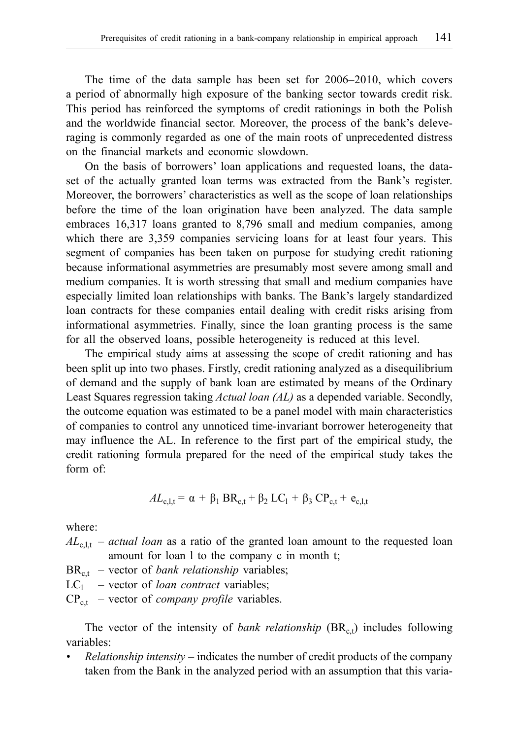The time of the data sample has been set for 2006–2010, which covers a period of abnormally high exposure of the banking sector towards credit risk. This period has reinforced the symptoms of credit rationings in both the Polish and the worldwide financial sector. Moreover, the process of the bank's deleveraging is commonly regarded as one of the main roots of unprecedented distress on the financial markets and economic slowdown.

On the basis of borrowers' loan applications and requested loans, the dataset of the actually granted loan terms was extracted from the Bank's register. Moreover, the borrowers' characteristics as well as the scope of loan relationships before the time of the loan origination have been analyzed. The data sample embraces 16,317 loans granted to 8,796 small and medium companies, among which there are 3,359 companies servicing loans for at least four years. This segment of companies has been taken on purpose for studying credit rationing because informational asymmetries are presumably most severe among small and medium companies. It is worth stressing that small and medium companies have especially limited loan relationships with banks. The Bank's largely standardized loan contracts for these companies entail dealing with credit risks arising from informational asymmetries. Finally, since the loan granting process is the same for all the observed loans, possible heterogeneity is reduced at this level.

The empirical study aims at assessing the scope of credit rationing and has been split up into two phases. Firstly, credit rationing analyzed as a disequilibrium of demand and the supply of bank loan are estimated by means of the Ordinary Least Squares regression taking *Actual loan (AL)* as a depended variable. Secondly, the outcome equation was estimated to be a panel model with main characteristics of companies to control any unnoticed time-invariant borrower heterogeneity that may influence the AL. In reference to the first part of the empirical study, the credit rationing formula prepared for the need of the empirical study takes the form of:

$$AL_{c,l,t} = \alpha + \beta_1 \, BR_{c,t} + \beta_2 \, LC_l + \beta_3 \, CP_{c,t} + e_{c,l,t}$$

where:

$AL_{c,l,t}$ – *actual loan* as a ratio of the granted loan amount to the requested loan amount for loan l to the company c in month t;

$BR_{c,t}$ – vector of *bank relationship* variables;

$LC_l$ – vector of *loan contract* variables;

$CP_{c,t}$ – vector of *company profile* variables.

The vector of the intensity of *bank relationship* ($BR_{c,t}$) includes following variables:

- *Relationship intensity* – indicates the number of credit products of the company taken from the Bank in the analyzed period with an assumption that this varia-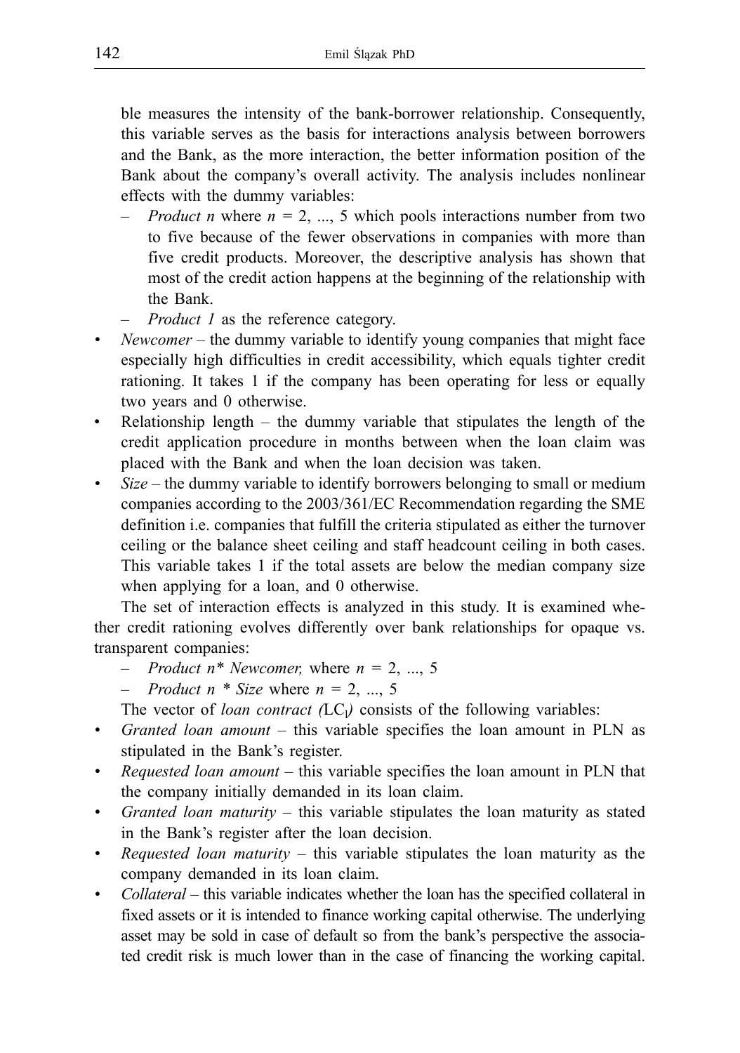ble measures the intensity of the bank-borrower relationship. Consequently, this variable serves as the basis for interactions analysis between borrowers and the Bank, as the more interaction, the better information position of the Bank about the company's overall activity. The analysis includes nonlinear effects with the dummy variables:

  - *Product n* where $n = 2, ..., 5$ which pools interactions number from two to five because of the fewer observations in companies with more than five credit products. Moreover, the descriptive analysis has shown that most of the credit action happens at the beginning of the relationship with the Bank.
  - *Product 1* as the reference category.

- *Newcomer* – the dummy variable to identify young companies that might face especially high difficulties in credit accessibility, which equals tighter credit rationing. It takes 1 if the company has been operating for less or equally two years and 0 otherwise.
- Relationship length – the dummy variable that stipulates the length of the credit application procedure in months between when the loan claim was placed with the Bank and when the loan decision was taken.
- *Size* – the dummy variable to identify borrowers belonging to small or medium companies according to the 2003/361/EC Recommendation regarding the SME definition i.e. companies that fulfill the criteria stipulated as either the turnover ceiling or the balance sheet ceiling and staff headcount ceiling in both cases. This variable takes 1 if the total assets are below the median company size when applying for a loan, and 0 otherwise.

The set of interaction effects is analyzed in this study. It is examined whether credit rationing evolves differently over bank relationships for opaque vs. transparent companies:

  - *Product n\* Newcomer,* where $n = 2, ..., 5$
  - *Product n \* Size* where $n = 2, ..., 5$

The vector of *loan contract (*$LC_l$*)* consists of the following variables:

- *Granted loan amount* – this variable specifies the loan amount in PLN as stipulated in the Bank's register.
- *Requested loan amount* – this variable specifies the loan amount in PLN that the company initially demanded in its loan claim.
- *Granted loan maturity* – this variable stipulates the loan maturity as stated in the Bank's register after the loan decision.
- *Requested loan maturity* – this variable stipulates the loan maturity as the company demanded in its loan claim.
- *Collateral* – this variable indicates whether the loan has the specified collateral in fixed assets or it is intended to finance working capital otherwise. The underlying asset may be sold in case of default so from the bank's perspective the associated credit risk is much lower than in the case of financing the working capital.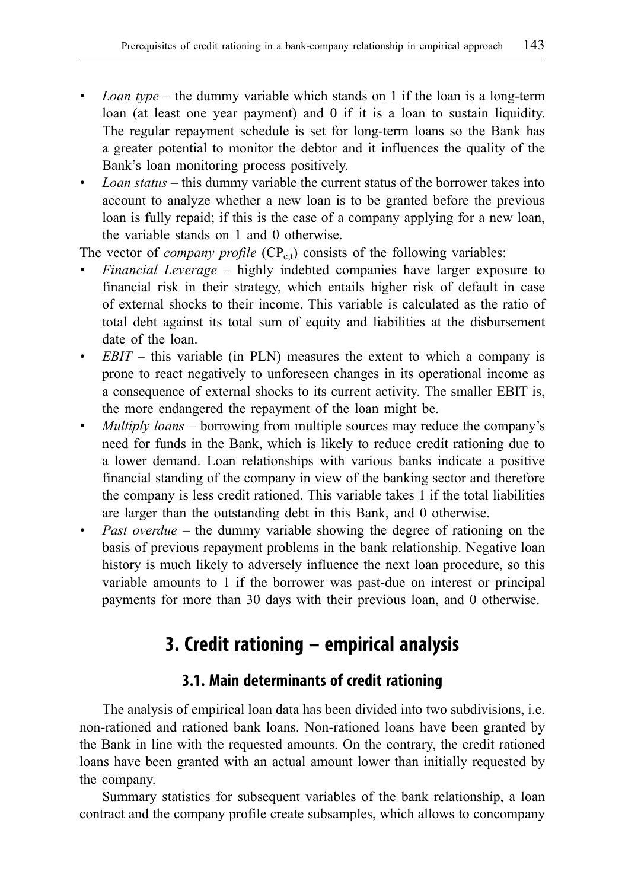- *Loan type* – the dummy variable which stands on 1 if the loan is a long-term loan (at least one year payment) and 0 if it is a loan to sustain liquidity. The regular repayment schedule is set for long-term loans so the Bank has a greater potential to monitor the debtor and it influences the quality of the Bank's loan monitoring process positively.
- *Loan status* – this dummy variable the current status of the borrower takes into account to analyze whether a new loan is to be granted before the previous loan is fully repaid; if this is the case of a company applying for a new loan, the variable stands on 1 and 0 otherwise.

The vector of *company profile* ($CP_{c,t}$) consists of the following variables:

- *Financial Leverage* – highly indebted companies have larger exposure to financial risk in their strategy, which entails higher risk of default in case of external shocks to their income. This variable is calculated as the ratio of total debt against its total sum of equity and liabilities at the disbursement date of the loan.
- *EBIT* – this variable (in PLN) measures the extent to which a company is prone to react negatively to unforeseen changes in its operational income as a consequence of external shocks to its current activity. The smaller EBIT is, the more endangered the repayment of the loan might be.
- *Multiply loans* – borrowing from multiple sources may reduce the company's need for funds in the Bank, which is likely to reduce credit rationing due to a lower demand. Loan relationships with various banks indicate a positive financial standing of the company in view of the banking sector and therefore the company is less credit rationed. This variable takes 1 if the total liabilities are larger than the outstanding debt in this Bank, and 0 otherwise.
- *Past overdue* – the dummy variable showing the degree of rationing on the basis of previous repayment problems in the bank relationship. Negative loan history is much likely to adversely influence the next loan procedure, so this variable amounts to 1 if the borrower was past-due on interest or principal payments for more than 30 days with their previous loan, and 0 otherwise.

## 3. Credit rationing – empirical analysis

### 3.1. Main determinants of credit rationing

The analysis of empirical loan data has been divided into two subdivisions, i.e. non-rationed and rationed bank loans. Non-rationed loans have been granted by the Bank in line with the requested amounts. On the contrary, the credit rationed loans have been granted with an actual amount lower than initially requested by the company.

Summary statistics for subsequent variables of the bank relationship, a loan contract and the company profile create subsamples, which allows to concompany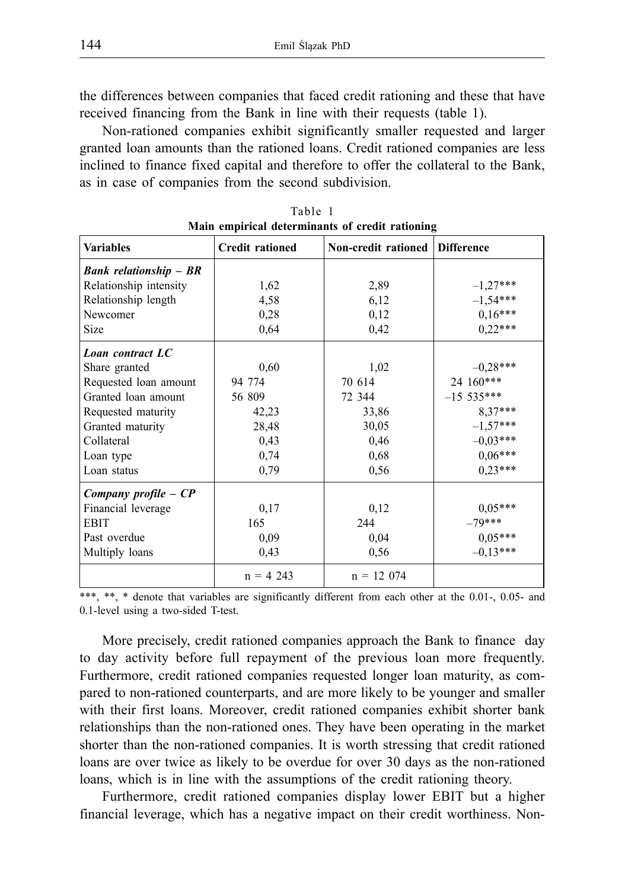the differences between companies that faced credit rationing and these that have received financing from the Bank in line with their requests (table 1).

Non-rationed companies exhibit significantly smaller requested and larger granted loan amounts than the rationed loans. Credit rationed companies are less inclined to finance fixed capital and therefore to offer the collateral to the Bank, as in case of companies from the second subdivision.

Table 1

**Main empirical determinants of credit rationing**

| Variables | Credit rationed | Non-credit rationed | Difference |
|---|---|---|---|
| ***Bank relationship – BR*** | | | |
| Relationship intensity | 1,62 | 2,89 | –1,27*** |
| Relationship length | 4,58 | 6,12 | –1,54*** |
| Newcomer | 0,28 | 0,12 | 0,16*** |
| Size | 0,64 | 0,42 | 0,22*** |
| ***Loan contract LC*** | | | |
| Share granted | 0,60 | 1,02 | –0,28*** |
| Requested loan amount | 94 774 | 70 614 | 24 160*** |
| Granted loan amount | 56 809 | 72 344 | –15 535*** |
| Requested maturity | 42,23 | 33,86 | 8,37*** |
| Granted maturity | 28,48 | 30,05 | –1,57*** |
| Collateral | 0,43 | 0,46 | –0,03*** |
| Loan type | 0,74 | 0,68 | 0,06*** |
| Loan status | 0,79 | 0,56 | 0,23*** |
| ***Company profile – CP*** | | | |
| Financial leverage | 0,17 | 0,12 | 0,05*** |
| EBIT | 165 | 244 | –79*** |
| Past overdue | 0,09 | 0,04 | 0,05*** |
| Multiply loans | 0,43 | 0,56 | –0,13*** |
| | n = 4 243 | n = 12 074 | |

\*\*\*, \*\*, \* denote that variables are significantly different from each other at the 0.01-, 0.05- and 0.1-level using a two-sided T-test.

More precisely, credit rationed companies approach the Bank to finance day to day activity before full repayment of the previous loan more frequently. Furthermore, credit rationed companies requested longer loan maturity, as compared to non-rationed counterparts, and are more likely to be younger and smaller with their first loans. Moreover, credit rationed companies exhibit shorter bank relationships than the non-rationed ones. They have been operating in the market shorter than the non-rationed companies. It is worth stressing that credit rationed loans are over twice as likely to be overdue for over 30 days as the non-rationed loans, which is in line with the assumptions of the credit rationing theory.

Furthermore, credit rationed companies display lower EBIT but a higher financial leverage, which has a negative impact on their credit worthiness. Non-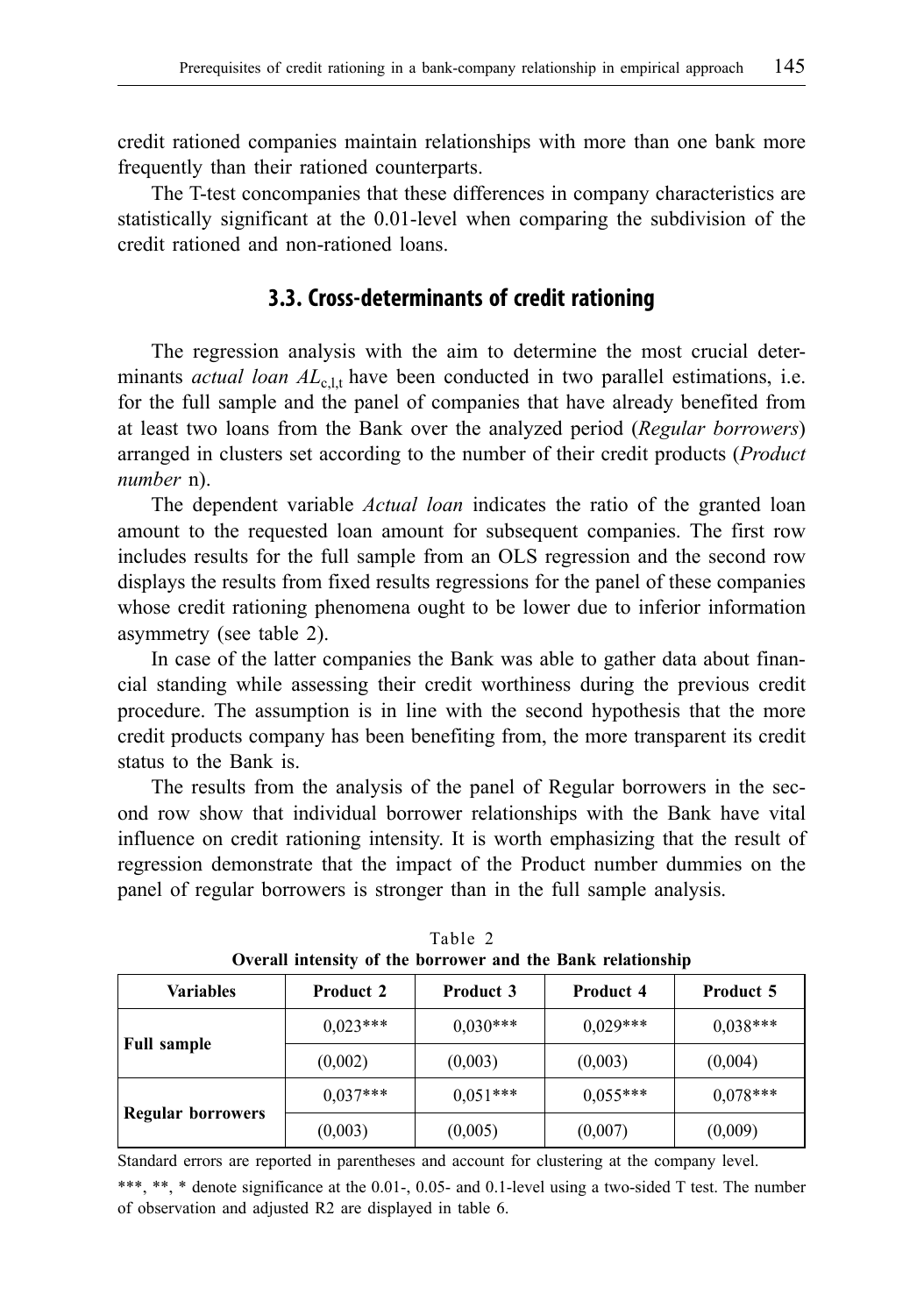credit rationed companies maintain relationships with more than one bank more frequently than their rationed counterparts.

The T-test concompanies that these differences in company characteristics are statistically significant at the 0.01-level when comparing the subdivision of the credit rationed and non-rationed loans.

### 3.3. Cross-determinants of credit rationing

The regression analysis with the aim to determine the most crucial determinants *actual loan* $AL_{c,l,t}$ have been conducted in two parallel estimations, i.e. for the full sample and the panel of companies that have already benefited from at least two loans from the Bank over the analyzed period (*Regular borrowers*) arranged in clusters set according to the number of their credit products (*Product number* n).

The dependent variable *Actual loan* indicates the ratio of the granted loan amount to the requested loan amount for subsequent companies. The first row includes results for the full sample from an OLS regression and the second row displays the results from fixed results regressions for the panel of these companies whose credit rationing phenomena ought to be lower due to inferior information asymmetry (see table 2).

In case of the latter companies the Bank was able to gather data about financial standing while assessing their credit worthiness during the previous credit procedure. The assumption is in line with the second hypothesis that the more credit products company has been benefiting from, the more transparent its credit status to the Bank is.

The results from the analysis of the panel of Regular borrowers in the second row show that individual borrower relationships with the Bank have vital influence on credit rationing intensity. It is worth emphasizing that the result of regression demonstrate that the impact of the Product number dummies on the panel of regular borrowers is stronger than in the full sample analysis.

Table 2

**Overall intensity of the borrower and the Bank relationship**

| Variables | Product 2 | Product 3 | Product 4 | Product 5 |
|---|---|---|---|---|
| **Full sample** | 0,023*** | 0,030*** | 0,029*** | 0,038*** |
| | (0,002) | (0,003) | (0,003) | (0,004) |
| **Regular borrowers** | 0,037*** | 0,051*** | 0,055*** | 0,078*** |
| | (0,003) | (0,005) | (0,007) | (0,009) |

Standard errors are reported in parentheses and account for clustering at the company level.

***, **, * denote significance at the 0.01-, 0.05- and 0.1-level using a two-sided T test. The number of observation and adjusted R2 are displayed in table 6.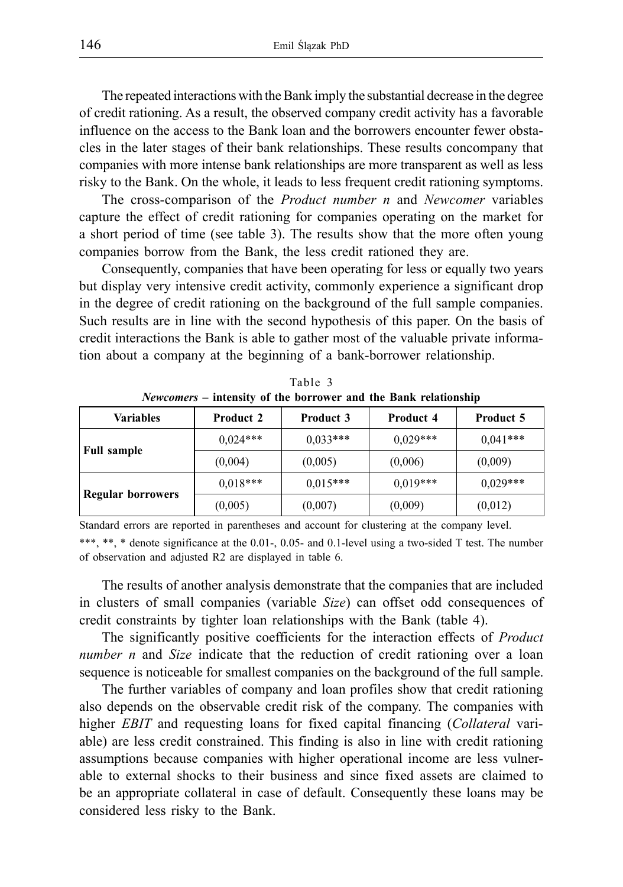The repeated interactions with the Bank imply the substantial decrease in the degree of credit rationing. As a result, the observed company credit activity has a favorable influence on the access to the Bank loan and the borrowers encounter fewer obstacles in the later stages of their bank relationships. These results concompany that companies with more intense bank relationships are more transparent as well as less risky to the Bank. On the whole, it leads to less frequent credit rationing symptoms.

The cross-comparison of the *Product number n* and *Newcomer* variables capture the effect of credit rationing for companies operating on the market for a short period of time (see table 3). The results show that the more often young companies borrow from the Bank, the less credit rationed they are.

Consequently, companies that have been operating for less or equally two years but display very intensive credit activity, commonly experience a significant drop in the degree of credit rationing on the background of the full sample companies. Such results are in line with the second hypothesis of this paper. On the basis of credit interactions the Bank is able to gather most of the valuable private information about a company at the beginning of a bank-borrower relationship.

Table 3

***Newcomers* – intensity of the borrower and the Bank relationship**

| Variables | Product 2 | Product 3 | Product 4 | Product 5 |
|---|---|---|---|---|
| **Full sample** | 0,024*** | 0,033*** | 0,029*** | 0,041*** |
| | (0,004) | (0,005) | (0,006) | (0,009) |
| **Regular borrowers** | 0,018*** | 0,015*** | 0,019*** | 0,029*** |
| | (0,005) | (0,007) | (0,009) | (0,012) |

Standard errors are reported in parentheses and account for clustering at the company level.

***, **, * denote significance at the 0.01-, 0.05- and 0.1-level using a two-sided T test. The number of observation and adjusted R2 are displayed in table 6.

The results of another analysis demonstrate that the companies that are included in clusters of small companies (variable *Size*) can offset odd consequences of credit constraints by tighter loan relationships with the Bank (table 4).

The significantly positive coefficients for the interaction effects of *Product number n* and *Size* indicate that the reduction of credit rationing over a loan sequence is noticeable for smallest companies on the background of the full sample.

The further variables of company and loan profiles show that credit rationing also depends on the observable credit risk of the company. The companies with higher *EBIT* and requesting loans for fixed capital financing (*Collateral* variable) are less credit constrained. This finding is also in line with credit rationing assumptions because companies with higher operational income are less vulnerable to external shocks to their business and since fixed assets are claimed to be an appropriate collateral in case of default. Consequently these loans may be considered less risky to the Bank.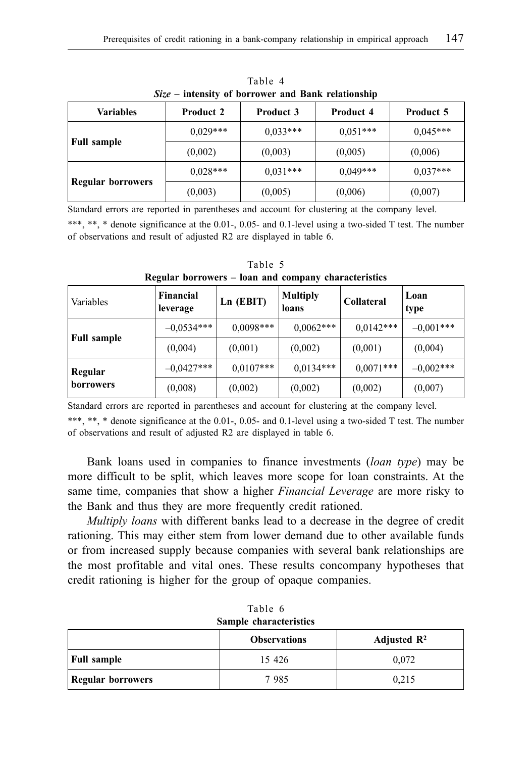Table 4
***Size* – intensity of borrower and Bank relationship**

| Variables | Product 2 | Product 3 | Product 4 | Product 5 |
|---|---|---|---|---|
| **Full sample** | 0,029*** | 0,033*** | 0,051*** | 0,045*** |
| | (0,002) | (0,003) | (0,005) | (0,006) |
| **Regular borrowers** | 0,028*** | 0,031*** | 0,049*** | 0,037*** |
| | (0,003) | (0,005) | (0,006) | (0,007) |

Standard errors are reported in parentheses and account for clustering at the company level.

***, **, * denote significance at the 0.01-, 0.05- and 0.1-level using a two-sided T test. The number of observations and result of adjusted R2 are displayed in table 6.

Table 5
**Regular borrowers – loan and company characteristics**

| Variables | Financial leverage | Ln (EBIT) | Multiply loans | Collateral | Loan type |
|---|---|---|---|---|---|
| **Full sample** | –0,0534*** | 0,0098*** | 0,0062*** | 0,0142*** | –0,001*** |
| | (0,004) | (0,001) | (0,002) | (0,001) | (0,004) |
| **Regular borrowers** | –0,0427*** | 0,0107*** | 0,0134*** | 0,0071*** | –0,002*** |
| | (0,008) | (0,002) | (0,002) | (0,002) | (0,007) |

Standard errors are reported in parentheses and account for clustering at the company level.

***, **, * denote significance at the 0.01-, 0.05- and 0.1-level using a two-sided T test. The number of observations and result of adjusted R2 are displayed in table 6.

Bank loans used in companies to finance investments (*loan type*) may be more difficult to be split, which leaves more scope for loan constraints. At the same time, companies that show a higher *Financial Leverage* are more risky to the Bank and thus they are more frequently credit rationed.

*Multiply loans* with different banks lead to a decrease in the degree of credit rationing. This may either stem from lower demand due to other available funds or from increased supply because companies with several bank relationships are the most profitable and vital ones. These results concompany hypotheses that credit rationing is higher for the group of opaque companies.

Table 6
**Sample characteristics**

| | Observations | Adjusted $R^2$ |
|---|---|---|
| **Full sample** | 15 426 | 0,072 |
| **Regular borrowers** | 7 985 | 0,215 |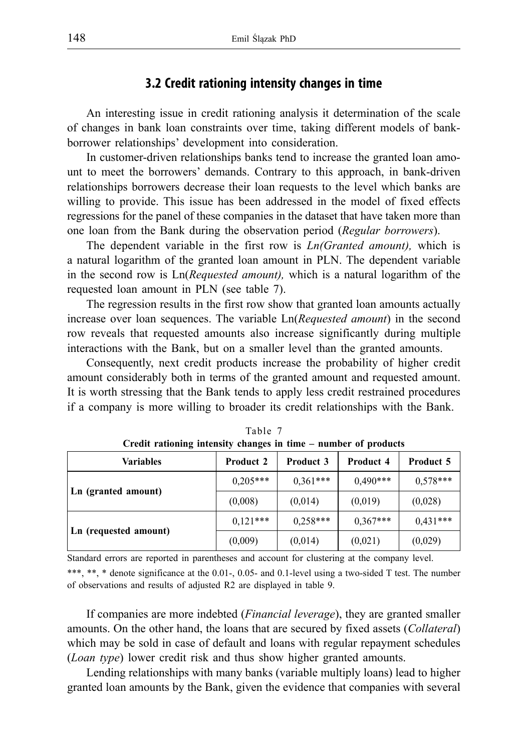## 3.2 Credit rationing intensity changes in time

An interesting issue in credit rationing analysis it determination of the scale of changes in bank loan constraints over time, taking different models of bank-borrower relationships' development into consideration.

In customer-driven relationships banks tend to increase the granted loan amount to meet the borrowers' demands. Contrary to this approach, in bank-driven relationships borrowers decrease their loan requests to the level which banks are willing to provide. This issue has been addressed in the model of fixed effects regressions for the panel of these companies in the dataset that have taken more than one loan from the Bank during the observation period (*Regular borrowers*).

The dependent variable in the first row is *Ln(Granted amount),* which is a natural logarithm of the granted loan amount in PLN. The dependent variable in the second row is Ln(*Requested amount),* which is a natural logarithm of the requested loan amount in PLN (see table 7).

The regression results in the first row show that granted loan amounts actually increase over loan sequences. The variable Ln(*Requested amount*) in the second row reveals that requested amounts also increase significantly during multiple interactions with the Bank, but on a smaller level than the granted amounts.

Consequently, next credit products increase the probability of higher credit amount considerably both in terms of the granted amount and requested amount. It is worth stressing that the Bank tends to apply less credit restrained procedures if a company is more willing to broader its credit relationships with the Bank.

Table 7

**Credit rationing intensity changes in time – number of products**

| Variables | Product 2 | Product 3 | Product 4 | Product 5 |
|---|---|---|---|---|
| Ln (granted amount) | 0,205*** | 0,361*** | 0,490*** | 0,578*** |
| | (0,008) | (0,014) | (0,019) | (0,028) |
| Ln (requested amount) | 0,121*** | 0,258*** | 0,367*** | 0,431*** |
| | (0,009) | (0,014) | (0,021) | (0,029) |

Standard errors are reported in parentheses and account for clustering at the company level.

***, **, * denote significance at the 0.01-, 0.05- and 0.1-level using a two-sided T test. The number of observations and results of adjusted R2 are displayed in table 9.

If companies are more indebted (*Financial leverage*), they are granted smaller amounts. On the other hand, the loans that are secured by fixed assets (*Collateral*) which may be sold in case of default and loans with regular repayment schedules (*Loan type*) lower credit risk and thus show higher granted amounts.

Lending relationships with many banks (variable multiply loans) lead to higher granted loan amounts by the Bank, given the evidence that companies with several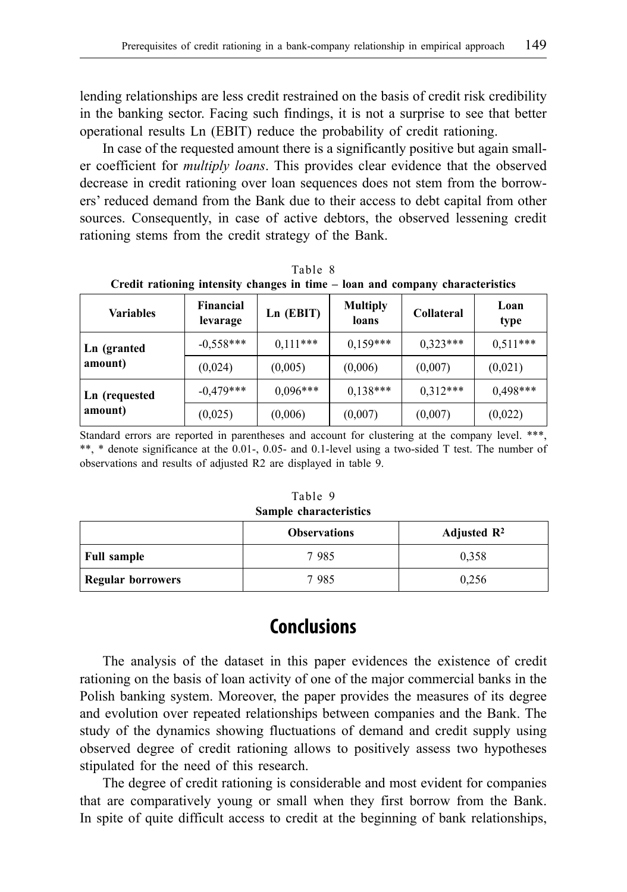lending relationships are less credit restrained on the basis of credit risk credibility in the banking sector. Facing such findings, it is not a surprise to see that better operational results Ln (EBIT) reduce the probability of credit rationing.

In case of the requested amount there is a significantly positive but again smaller coefficient for *multiply loans*. This provides clear evidence that the observed decrease in credit rationing over loan sequences does not stem from the borrowers' reduced demand from the Bank due to their access to debt capital from other sources. Consequently, in case of active debtors, the observed lessening credit rationing stems from the credit strategy of the Bank.

Table 8
**Credit rationing intensity changes in time – loan and company characteristics**

| Variables | Financial levarage | Ln (EBIT) | Multiply loans | Collateral | Loan type |
|---|---|---|---|---|---|
| **Ln (granted amount)** | -0,558*** | 0,111*** | 0,159*** | 0,323*** | 0,511*** |
| | (0,024) | (0,005) | (0,006) | (0,007) | (0,021) |
| **Ln (requested amount)** | -0,479*** | 0,096*** | 0,138*** | 0,312*** | 0,498*** |
| | (0,025) | (0,006) | (0,007) | (0,007) | (0,022) |

Standard errors are reported in parentheses and account for clustering at the company level. ***, **, * denote significance at the 0.01-, 0.05- and 0.1-level using a two-sided T test. The number of observations and results of adjusted R2 are displayed in table 9.

Table 9
**Sample characteristics**

| | Observations | Adjusted $R^2$ |
|---|---|---|
| **Full sample** | 7 985 | 0,358 |
| **Regular borrowers** | 7 985 | 0,256 |

## Conclusions

The analysis of the dataset in this paper evidences the existence of credit rationing on the basis of loan activity of one of the major commercial banks in the Polish banking system. Moreover, the paper provides the measures of its degree and evolution over repeated relationships between companies and the Bank. The study of the dynamics showing fluctuations of demand and credit supply using observed degree of credit rationing allows to positively assess two hypotheses stipulated for the need of this research.

The degree of credit rationing is considerable and most evident for companies that are comparatively young or small when they first borrow from the Bank. In spite of quite difficult access to credit at the beginning of bank relationships,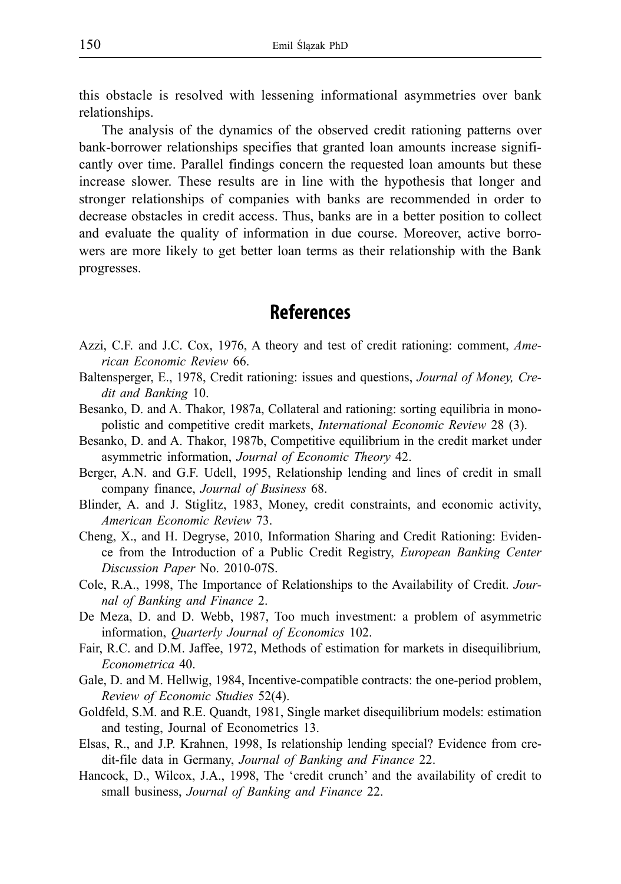this obstacle is resolved with lessening informational asymmetries over bank relationships.

The analysis of the dynamics of the observed credit rationing patterns over bank-borrower relationships specifies that granted loan amounts increase significantly over time. Parallel findings concern the requested loan amounts but these increase slower. These results are in line with the hypothesis that longer and stronger relationships of companies with banks are recommended in order to decrease obstacles in credit access. Thus, banks are in a better position to collect and evaluate the quality of information in due course. Moreover, active borrowers are more likely to get better loan terms as their relationship with the Bank progresses.

## References

Azzi, C.F. and J.C. Cox, 1976, A theory and test of credit rationing: comment, *American Economic Review* 66.

Baltensperger, E., 1978, Credit rationing: issues and questions, *Journal of Money, Credit and Banking* 10.

Besanko, D. and A. Thakor, 1987a, Collateral and rationing: sorting equilibria in monopolistic and competitive credit markets, *International Economic Review* 28 (3).

Besanko, D. and A. Thakor, 1987b, Competitive equilibrium in the credit market under asymmetric information, *Journal of Economic Theory* 42.

Berger, A.N. and G.F. Udell, 1995, Relationship lending and lines of credit in small company finance, *Journal of Business* 68.

Blinder, A. and J. Stiglitz, 1983, Money, credit constraints, and economic activity, *American Economic Review* 73.

Cheng, X., and H. Degryse, 2010, Information Sharing and Credit Rationing: Evidence from the Introduction of a Public Credit Registry, *European Banking Center Discussion Paper* No. 2010-07S.

Cole, R.A., 1998, The Importance of Relationships to the Availability of Credit. *Journal of Banking and Finance* 2.

De Meza, D. and D. Webb, 1987, Too much investment: a problem of asymmetric information, *Quarterly Journal of Economics* 102.

Fair, R.C. and D.M. Jaffee, 1972, Methods of estimation for markets in disequilibrium*,* *Econometrica* 40.

Gale, D. and M. Hellwig, 1984, Incentive-compatible contracts: the one-period problem, *Review of Economic Studies* 52(4).

Goldfeld, S.M. and R.E. Quandt, 1981, Single market disequilibrium models: estimation and testing, Journal of Econometrics 13.

Elsas, R., and J.P. Krahnen, 1998, Is relationship lending special? Evidence from credit-file data in Germany, *Journal of Banking and Finance* 22.

Hancock, D., Wilcox, J.A., 1998, The 'credit crunch' and the availability of credit to small business, *Journal of Banking and Finance* 22.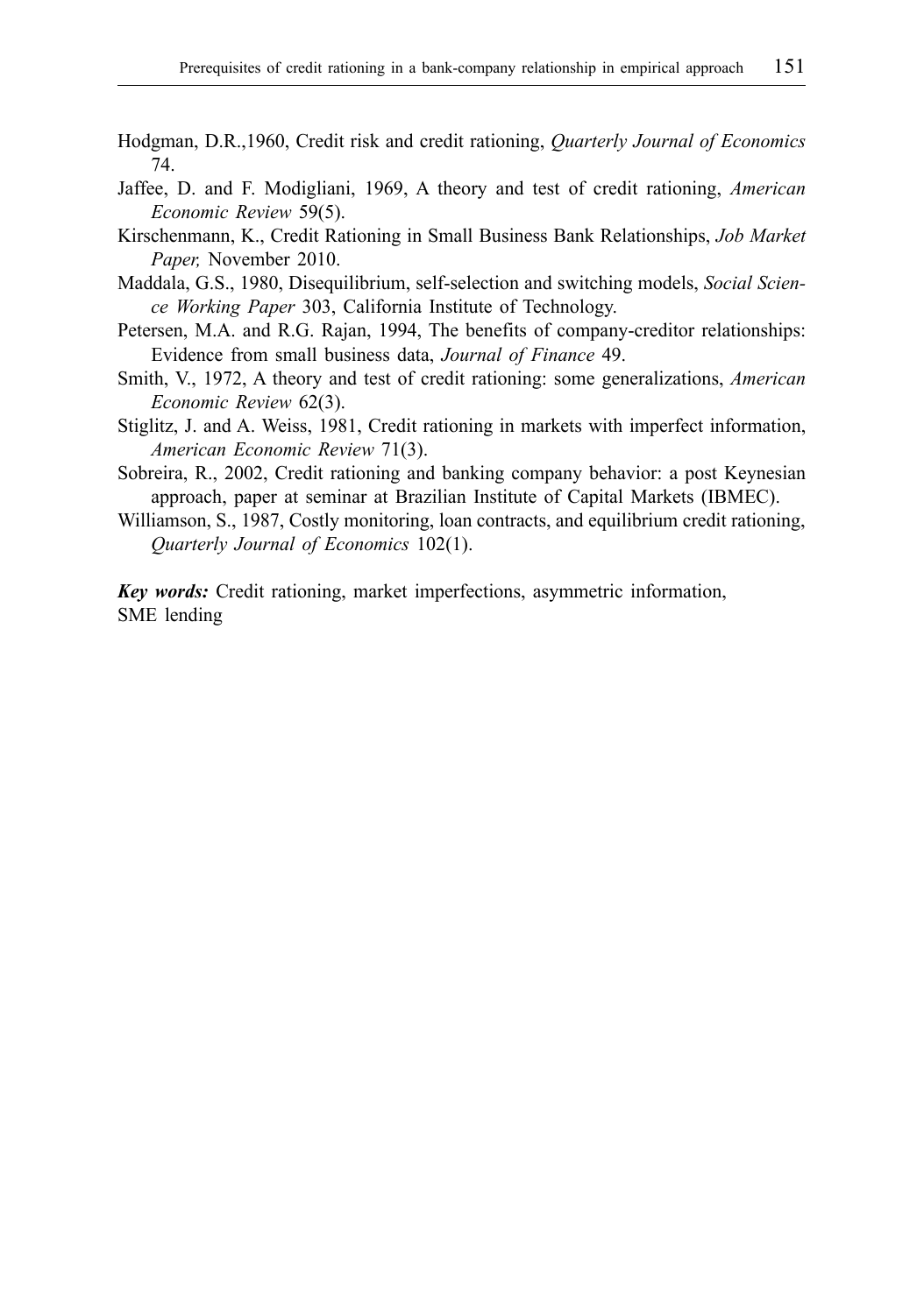Hodgman, D.R.,1960, Credit risk and credit rationing, *Quarterly Journal of Economics* 74.

Jaffee, D. and F. Modigliani, 1969, A theory and test of credit rationing, *American Economic Review* 59(5).

Kirschenmann, K., Credit Rationing in Small Business Bank Relationships, *Job Market Paper,* November 2010.

Maddala, G.S., 1980, Disequilibrium, self-selection and switching models, *Social Science Working Paper* 303, California Institute of Technology.

Petersen, M.A. and R.G. Rajan, 1994, The benefits of company-creditor relationships: Evidence from small business data, *Journal of Finance* 49.

Smith, V., 1972, A theory and test of credit rationing: some generalizations, *American Economic Review* 62(3).

Stiglitz, J. and A. Weiss, 1981, Credit rationing in markets with imperfect information, *American Economic Review* 71(3).

Sobreira, R., 2002, Credit rationing and banking company behavior: a post Keynesian approach, paper at seminar at Brazilian Institute of Capital Markets (IBMEC).

Williamson, S., 1987, Costly monitoring, loan contracts, and equilibrium credit rationing, *Quarterly Journal of Economics* 102(1).

***Key words:*** Credit rationing, market imperfections, asymmetric information, SME lending